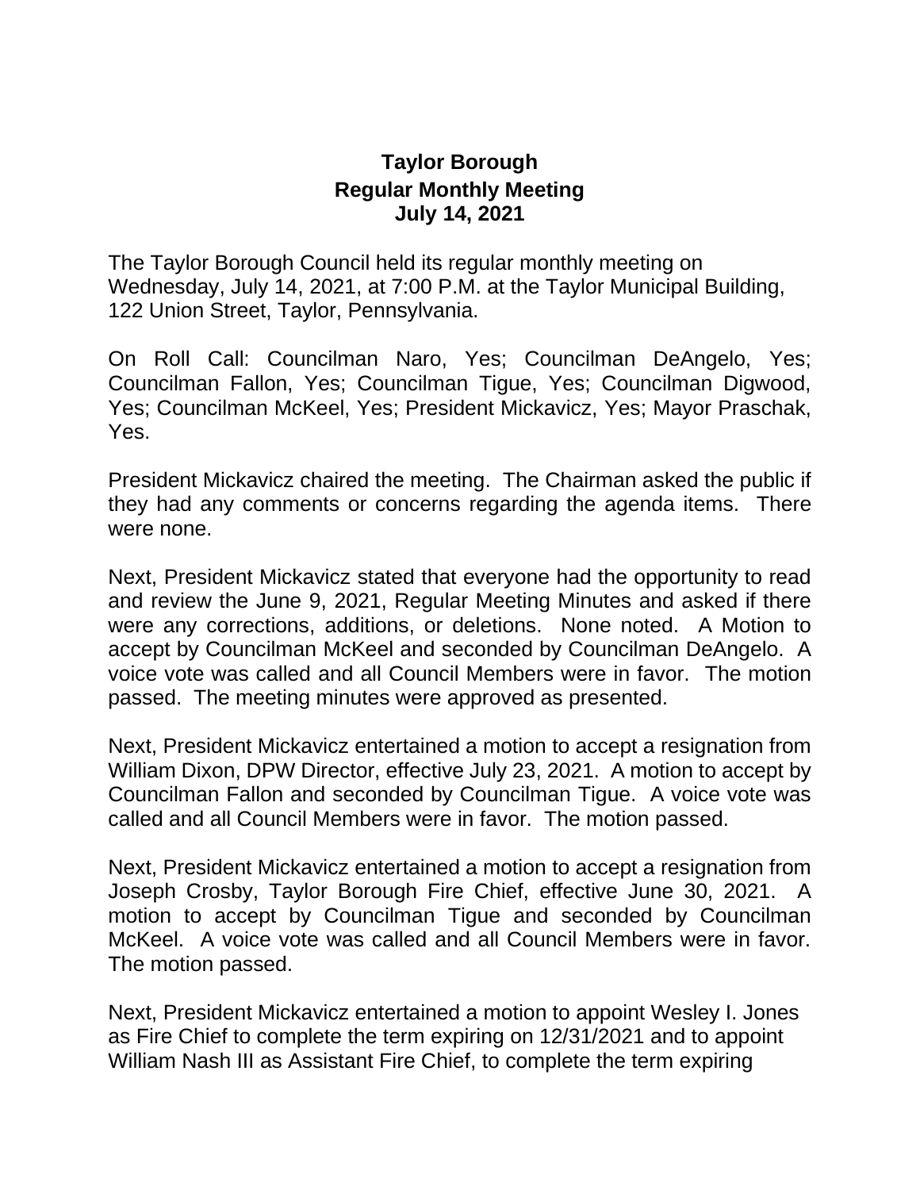# Taylor Borough
## Regular Monthly Meeting
## July 14, 2021

The Taylor Borough Council held its regular monthly meeting on Wednesday, July 14, 2021, at 7:00 P.M. at the Taylor Municipal Building, 122 Union Street, Taylor, Pennsylvania.

On Roll Call: Councilman Naro, Yes; Councilman DeAngelo, Yes; Councilman Fallon, Yes; Councilman Tigue, Yes; Councilman Digwood, Yes; Councilman McKeel, Yes; President Mickavicz, Yes; Mayor Praschak, Yes.

President Mickavicz chaired the meeting. The Chairman asked the public if they had any comments or concerns regarding the agenda items. There were none.

Next, President Mickavicz stated that everyone had the opportunity to read and review the June 9, 2021, Regular Meeting Minutes and asked if there were any corrections, additions, or deletions. None noted. A Motion to accept by Councilman McKeel and seconded by Councilman DeAngelo. A voice vote was called and all Council Members were in favor. The motion passed. The meeting minutes were approved as presented.

Next, President Mickavicz entertained a motion to accept a resignation from William Dixon, DPW Director, effective July 23, 2021. A motion to accept by Councilman Fallon and seconded by Councilman Tigue. A voice vote was called and all Council Members were in favor. The motion passed.

Next, President Mickavicz entertained a motion to accept a resignation from Joseph Crosby, Taylor Borough Fire Chief, effective June 30, 2021. A motion to accept by Councilman Tigue and seconded by Councilman McKeel. A voice vote was called and all Council Members were in favor. The motion passed.

Next, President Mickavicz entertained a motion to appoint Wesley I. Jones as Fire Chief to complete the term expiring on 12/31/2021 and to appoint William Nash III as Assistant Fire Chief, to complete the term expiring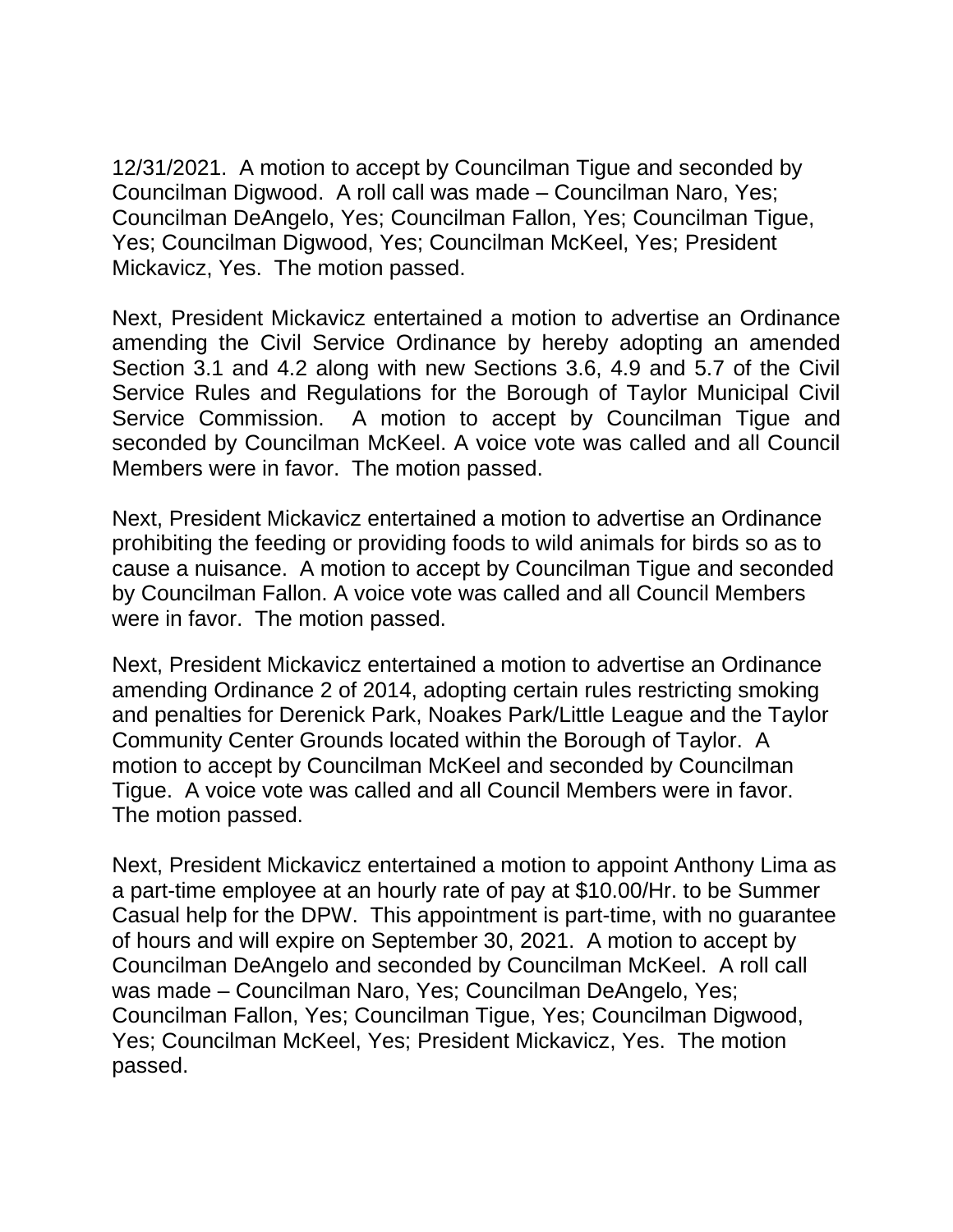12/31/2021. A motion to accept by Councilman Tigue and seconded by Councilman Digwood. A roll call was made – Councilman Naro, Yes; Councilman DeAngelo, Yes; Councilman Fallon, Yes; Councilman Tigue, Yes; Councilman Digwood, Yes; Councilman McKeel, Yes; President Mickavicz, Yes. The motion passed.

Next, President Mickavicz entertained a motion to advertise an Ordinance amending the Civil Service Ordinance by hereby adopting an amended Section 3.1 and 4.2 along with new Sections 3.6, 4.9 and 5.7 of the Civil Service Rules and Regulations for the Borough of Taylor Municipal Civil Service Commission. A motion to accept by Councilman Tigue and seconded by Councilman McKeel. A voice vote was called and all Council Members were in favor. The motion passed.

Next, President Mickavicz entertained a motion to advertise an Ordinance prohibiting the feeding or providing foods to wild animals for birds so as to cause a nuisance. A motion to accept by Councilman Tigue and seconded by Councilman Fallon. A voice vote was called and all Council Members were in favor. The motion passed.

Next, President Mickavicz entertained a motion to advertise an Ordinance amending Ordinance 2 of 2014, adopting certain rules restricting smoking and penalties for Derenick Park, Noakes Park/Little League and the Taylor Community Center Grounds located within the Borough of Taylor. A motion to accept by Councilman McKeel and seconded by Councilman Tigue. A voice vote was called and all Council Members were in favor. The motion passed.

Next, President Mickavicz entertained a motion to appoint Anthony Lima as a part-time employee at an hourly rate of pay at $10.00/Hr. to be Summer Casual help for the DPW. This appointment is part-time, with no guarantee of hours and will expire on September 30, 2021. A motion to accept by Councilman DeAngelo and seconded by Councilman McKeel. A roll call was made – Councilman Naro, Yes; Councilman DeAngelo, Yes; Councilman Fallon, Yes; Councilman Tigue, Yes; Councilman Digwood, Yes; Councilman McKeel, Yes; President Mickavicz, Yes. The motion passed.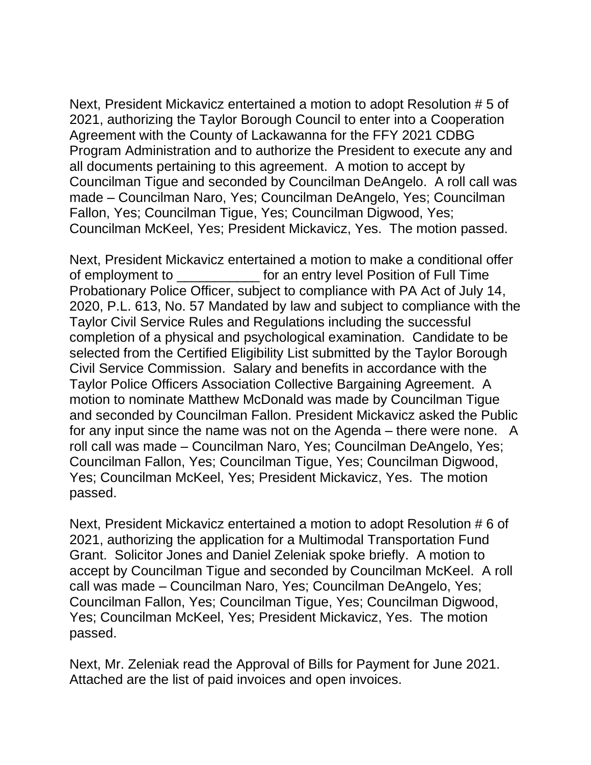Next, President Mickavicz entertained a motion to adopt Resolution # 5 of 2021, authorizing the Taylor Borough Council to enter into a Cooperation Agreement with the County of Lackawanna for the FFY 2021 CDBG Program Administration and to authorize the President to execute any and all documents pertaining to this agreement. A motion to accept by Councilman Tigue and seconded by Councilman DeAngelo. A roll call was made – Councilman Naro, Yes; Councilman DeAngelo, Yes; Councilman Fallon, Yes; Councilman Tigue, Yes; Councilman Digwood, Yes; Councilman McKeel, Yes; President Mickavicz, Yes. The motion passed.

Next, President Mickavicz entertained a motion to make a conditional offer of employment to ___________ for an entry level Position of Full Time Probationary Police Officer, subject to compliance with PA Act of July 14, 2020, P.L. 613, No. 57 Mandated by law and subject to compliance with the Taylor Civil Service Rules and Regulations including the successful completion of a physical and psychological examination. Candidate to be selected from the Certified Eligibility List submitted by the Taylor Borough Civil Service Commission. Salary and benefits in accordance with the Taylor Police Officers Association Collective Bargaining Agreement. A motion to nominate Matthew McDonald was made by Councilman Tigue and seconded by Councilman Fallon. President Mickavicz asked the Public for any input since the name was not on the Agenda – there were none. A roll call was made – Councilman Naro, Yes; Councilman DeAngelo, Yes; Councilman Fallon, Yes; Councilman Tigue, Yes; Councilman Digwood, Yes; Councilman McKeel, Yes; President Mickavicz, Yes. The motion passed.

Next, President Mickavicz entertained a motion to adopt Resolution # 6 of 2021, authorizing the application for a Multimodal Transportation Fund Grant. Solicitor Jones and Daniel Zeleniak spoke briefly. A motion to accept by Councilman Tigue and seconded by Councilman McKeel. A roll call was made – Councilman Naro, Yes; Councilman DeAngelo, Yes; Councilman Fallon, Yes; Councilman Tigue, Yes; Councilman Digwood, Yes; Councilman McKeel, Yes; President Mickavicz, Yes. The motion passed.

Next, Mr. Zeleniak read the Approval of Bills for Payment for June 2021. Attached are the list of paid invoices and open invoices.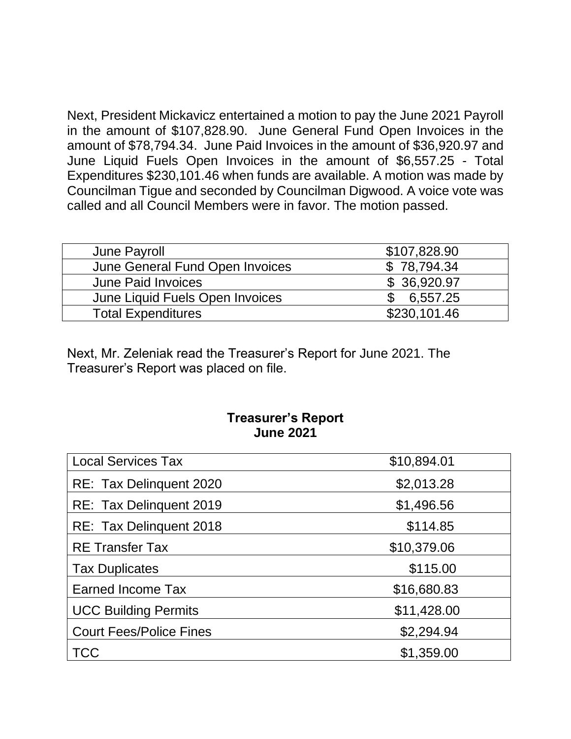Next, President Mickavicz entertained a motion to pay the June 2021 Payroll in the amount of $107,828.90. June General Fund Open Invoices in the amount of $78,794.34. June Paid Invoices in the amount of $36,920.97 and June Liquid Fuels Open Invoices in the amount of $6,557.25 - Total Expenditures $230,101.46 when funds are available. A motion was made by Councilman Tigue and seconded by Councilman Digwood. A voice vote was called and all Council Members were in favor. The motion passed.

| | |
|---|---|
| June Payroll | $107,828.90 |
| June General Fund Open Invoices | $ 78,794.34 |
| June Paid Invoices | $ 36,920.97 |
| June Liquid Fuels Open Invoices | $ 6,557.25 |
| Total Expenditures | $230,101.46 |

Next, Mr. Zeleniak read the Treasurer's Report for June 2021. The Treasurer's Report was placed on file.

**Treasurer's Report**
**June 2021**

| | |
|---|---|
| Local Services Tax | $10,894.01 |
| RE: Tax Delinquent 2020 | $2,013.28 |
| RE: Tax Delinquent 2019 | $1,496.56 |
| RE: Tax Delinquent 2018 | $114.85 |
| RE Transfer Tax | $10,379.06 |
| Tax Duplicates | $115.00 |
| Earned Income Tax | $16,680.83 |
| UCC Building Permits | $11,428.00 |
| Court Fees/Police Fines | $2,294.94 |
| TCC | $1,359.00 |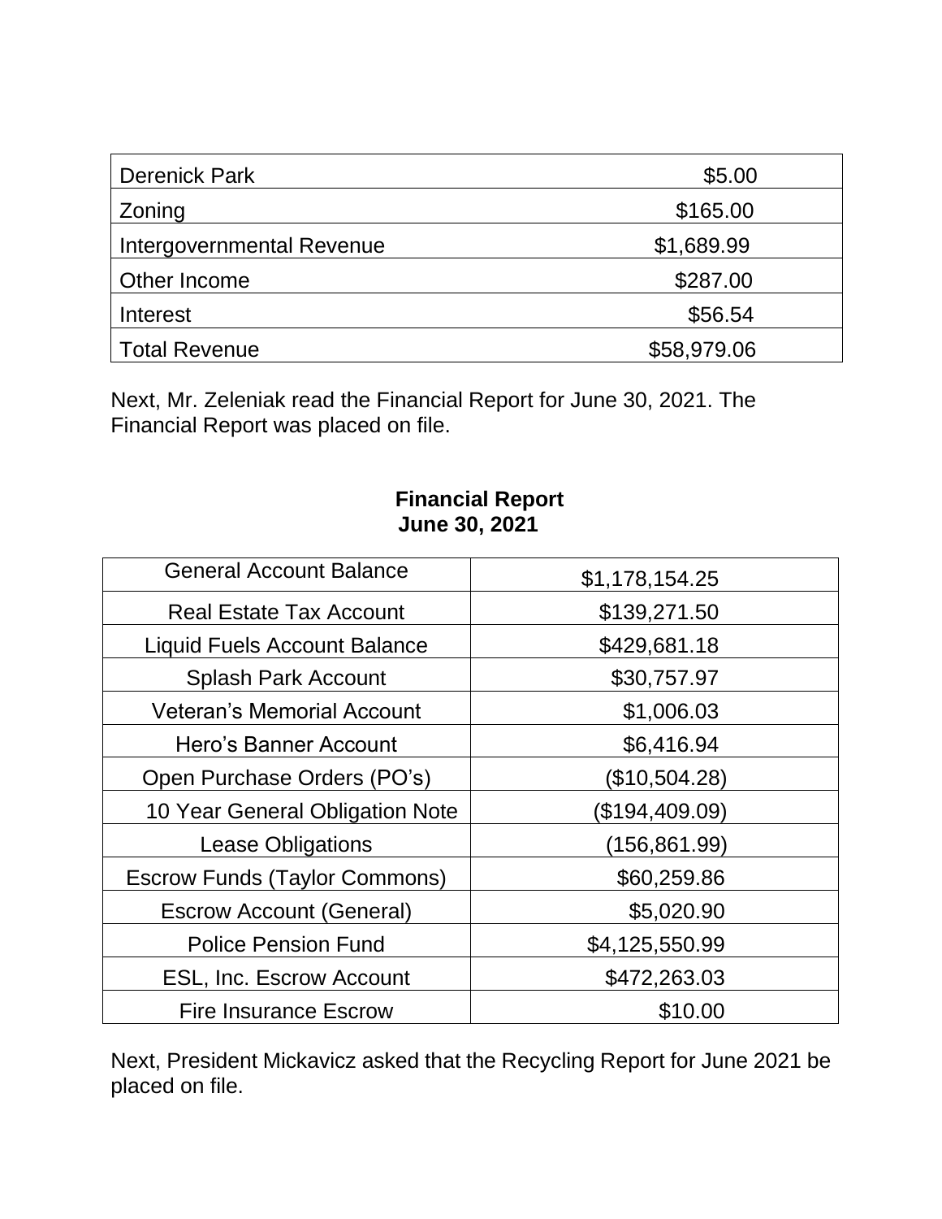| Derenick Park | $5.00 |
|---|---|
| Zoning | $165.00 |
| Intergovernmental Revenue | $1,689.99 |
| Other Income | $287.00 |
| Interest | $56.54 |
| Total Revenue | $58,979.06 |

Next, Mr. Zeleniak read the Financial Report for June 30, 2021. The Financial Report was placed on file.

**Financial Report**
**June 30, 2021**

| General Account Balance | $1,178,154.25 |
|---|---|
| Real Estate Tax Account | $139,271.50 |
| Liquid Fuels Account Balance | $429,681.18 |
| Splash Park Account | $30,757.97 |
| Veteran's Memorial Account | $1,006.03 |
| Hero's Banner Account | $6,416.94 |
| Open Purchase Orders (PO's) | ($10,504.28) |
| 10 Year General Obligation Note | ($194,409.09) |
| Lease Obligations | (156,861.99) |
| Escrow Funds (Taylor Commons) | $60,259.86 |
| Escrow Account (General) | $5,020.90 |
| Police Pension Fund | $4,125,550.99 |
| ESL, Inc. Escrow Account | $472,263.03 |
| Fire Insurance Escrow | $10.00 |

Next, President Mickavicz asked that the Recycling Report for June 2021 be placed on file.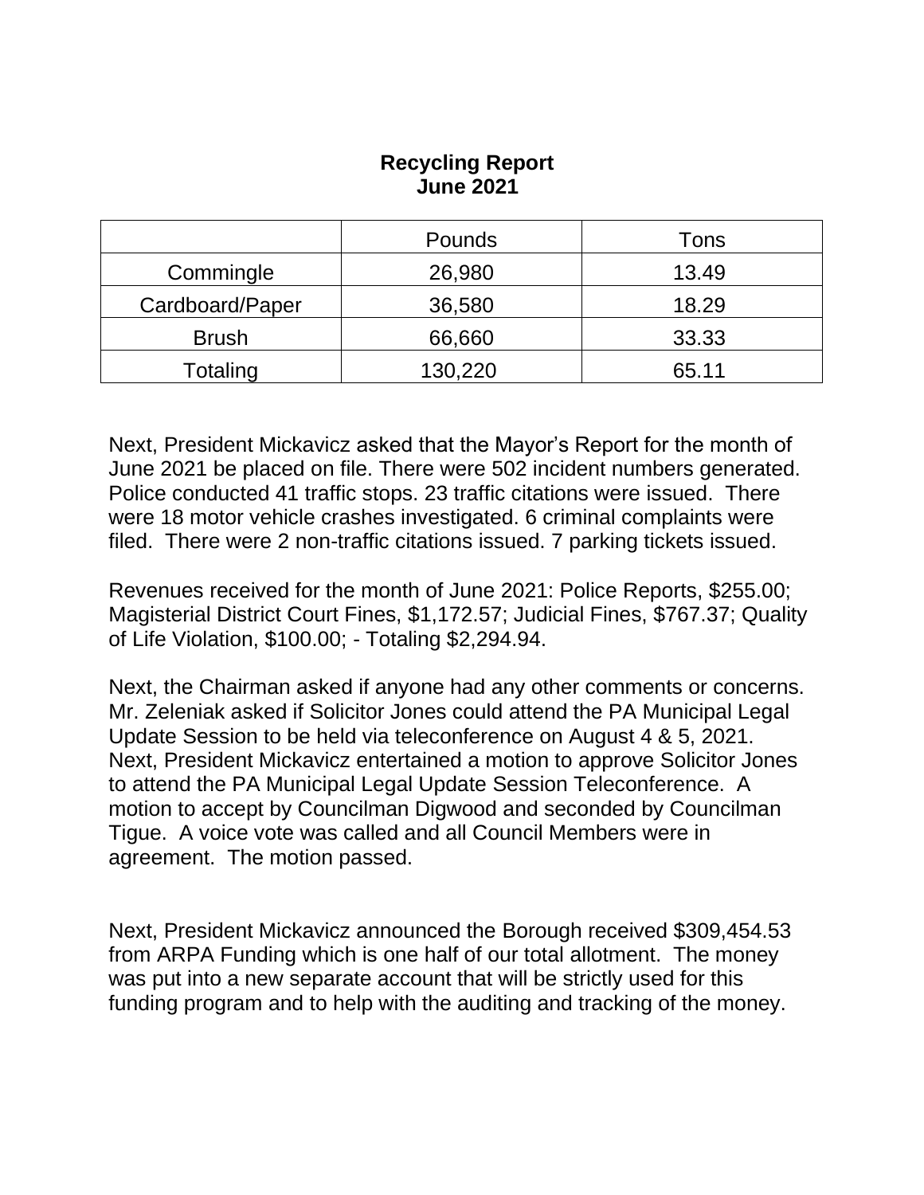**Recycling Report**
**June 2021**

| | Pounds | Tons |
|---|---|---|
| Commingle | 26,980 | 13.49 |
| Cardboard/Paper | 36,580 | 18.29 |
| Brush | 66,660 | 33.33 |
| Totaling | 130,220 | 65.11 |

Next, President Mickavicz asked that the Mayor's Report for the month of June 2021 be placed on file. There were 502 incident numbers generated. Police conducted 41 traffic stops. 23 traffic citations were issued. There were 18 motor vehicle crashes investigated. 6 criminal complaints were filed. There were 2 non-traffic citations issued. 7 parking tickets issued.

Revenues received for the month of June 2021: Police Reports, $255.00; Magisterial District Court Fines, $1,172.57; Judicial Fines, $767.37; Quality of Life Violation, $100.00; - Totaling $2,294.94.

Next, the Chairman asked if anyone had any other comments or concerns. Mr. Zeleniak asked if Solicitor Jones could attend the PA Municipal Legal Update Session to be held via teleconference on August 4 & 5, 2021. Next, President Mickavicz entertained a motion to approve Solicitor Jones to attend the PA Municipal Legal Update Session Teleconference. A motion to accept by Councilman Digwood and seconded by Councilman Tigue. A voice vote was called and all Council Members were in agreement. The motion passed.

Next, President Mickavicz announced the Borough received $309,454.53 from ARPA Funding which is one half of our total allotment. The money was put into a new separate account that will be strictly used for this funding program and to help with the auditing and tracking of the money.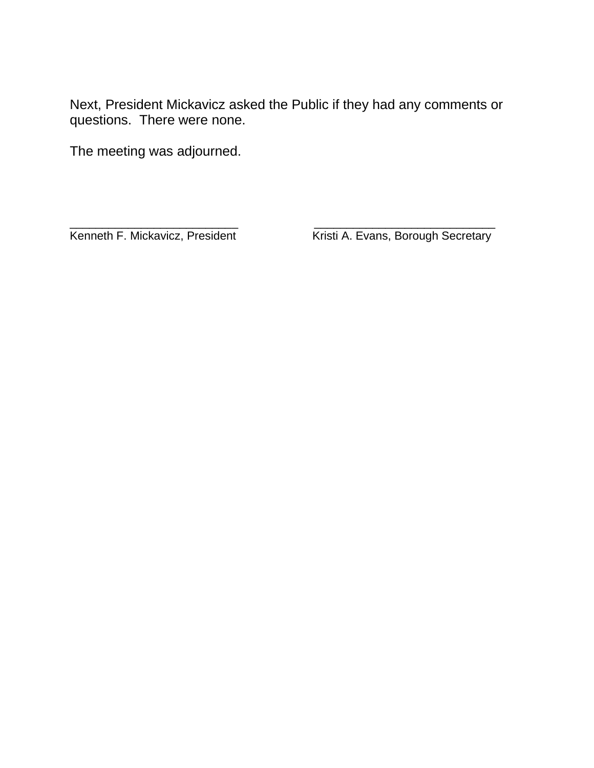Next, President Mickavicz asked the Public if they had any comments or questions.  There were none.

The meeting was adjourned.

___________________________                    ____________________________
Kenneth F. Mickavicz, President                 Kristi A. Evans, Borough Secretary